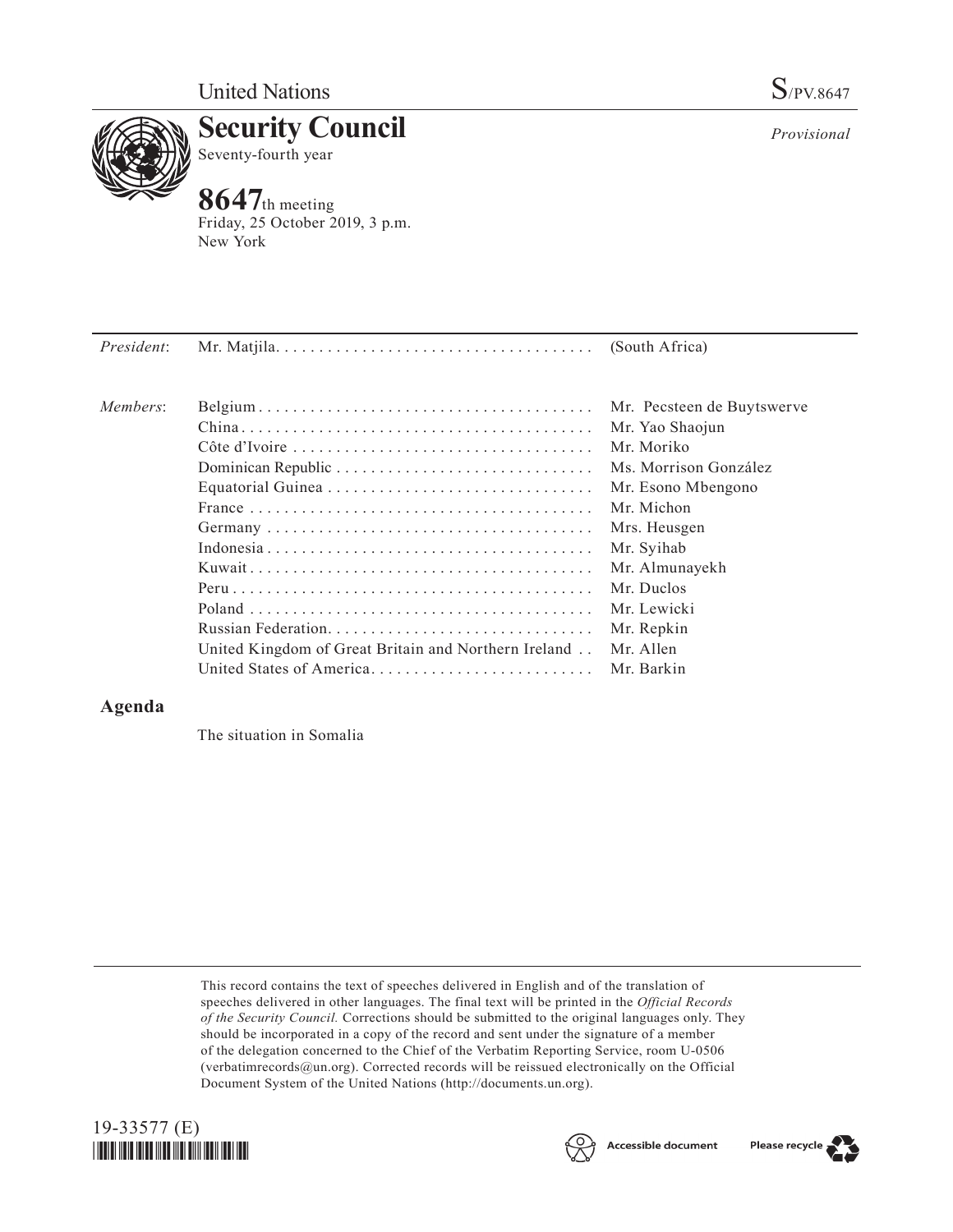United Nations

S/PV.8647

# Security Council

Seventy-fourth year

*Provisional*

## 8647th meeting

Friday, 25 October 2019, 3 p.m.
New York

| | | |
|---|---|---|
| *President*: | Mr. Matjila | (South Africa) |
| *Members*: | Belgium | Mr. Pecsteen de Buytswerve |
| | China | Mr. Yao Shaojun |
| | Côte d'Ivoire | Mr. Moriko |
| | Dominican Republic | Ms. Morrison González |
| | Equatorial Guinea | Mr. Esono Mbengono |
| | France | Mr. Michon |
| | Germany | Mrs. Heusgen |
| | Indonesia | Mr. Syihab |
| | Kuwait | Mr. Almunayekh |
| | Peru | Mr. Duclos |
| | Poland | Mr. Lewicki |
| | Russian Federation | Mr. Repkin |
| | United Kingdom of Great Britain and Northern Ireland | Mr. Allen |
| | United States of America | Mr. Barkin |

## Agenda

The situation in Somalia

This record contains the text of speeches delivered in English and of the translation of speeches delivered in other languages. The final text will be printed in the *Official Records of the Security Council.* Corrections should be submitted to the original languages only. They should be incorporated in a copy of the record and sent under the signature of a member of the delegation concerned to the Chief of the Verbatim Reporting Service, room U-0506 (verbatimrecords@un.org). Corrected records will be reissued electronically on the Official Document System of the United Nations (http://documents.un.org).

19-33577 (E)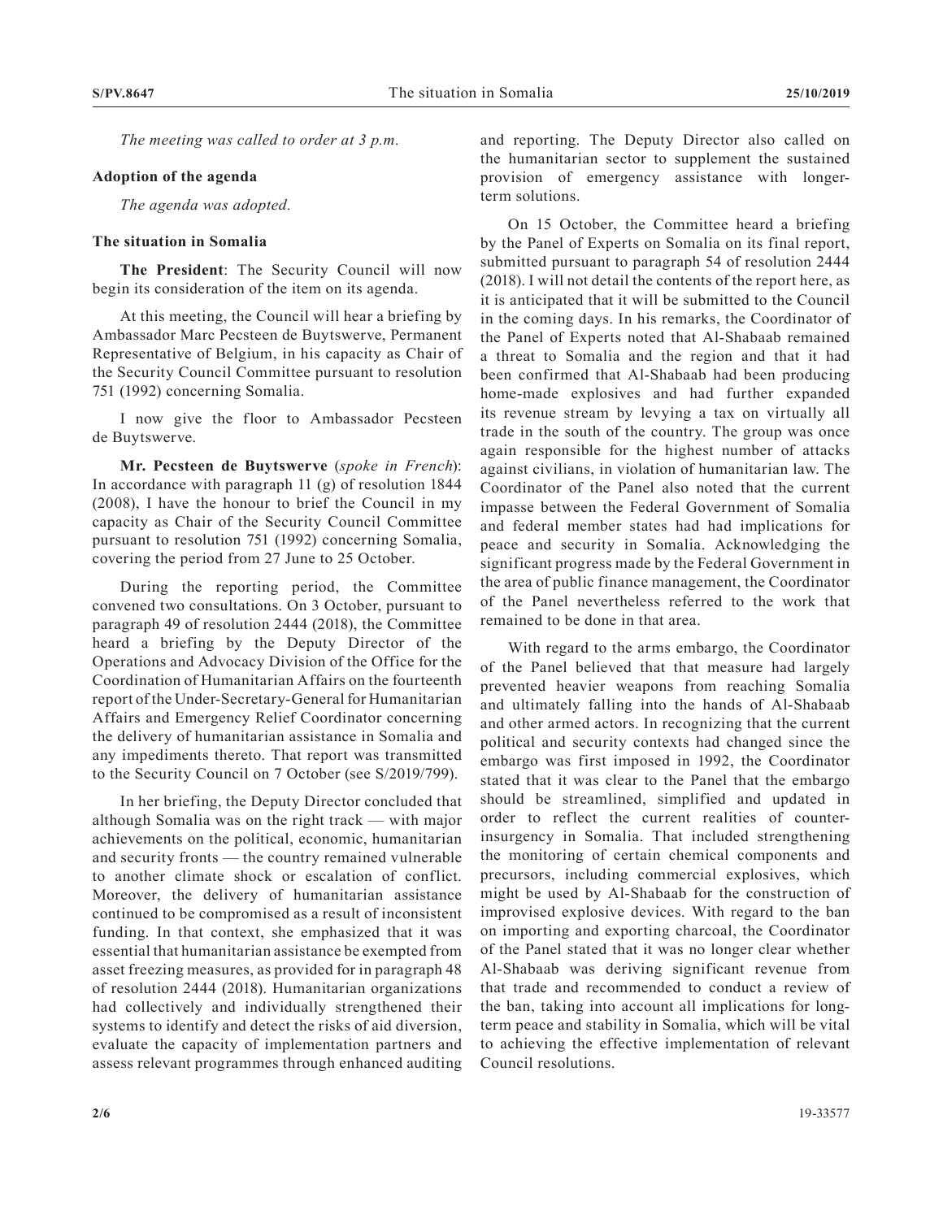*The meeting was called to order at 3 p.m.*

**Adoption of the agenda**

*The agenda was adopted.*

**The situation in Somalia**

**The President**: The Security Council will now begin its consideration of the item on its agenda.

At this meeting, the Council will hear a briefing by Ambassador Marc Pecsteen de Buytswerve, Permanent Representative of Belgium, in his capacity as Chair of the Security Council Committee pursuant to resolution 751 (1992) concerning Somalia.

I now give the floor to Ambassador Pecsteen de Buytswerve.

**Mr. Pecsteen de Buytswerve** (*spoke in French*): In accordance with paragraph 11 (g) of resolution 1844 (2008), I have the honour to brief the Council in my capacity as Chair of the Security Council Committee pursuant to resolution 751 (1992) concerning Somalia, covering the period from 27 June to 25 October.

During the reporting period, the Committee convened two consultations. On 3 October, pursuant to paragraph 49 of resolution 2444 (2018), the Committee heard a briefing by the Deputy Director of the Operations and Advocacy Division of the Office for the Coordination of Humanitarian Affairs on the fourteenth report of the Under-Secretary-General for Humanitarian Affairs and Emergency Relief Coordinator concerning the delivery of humanitarian assistance in Somalia and any impediments thereto. That report was transmitted to the Security Council on 7 October (see S/2019/799).

In her briefing, the Deputy Director concluded that although Somalia was on the right track — with major achievements on the political, economic, humanitarian and security fronts — the country remained vulnerable to another climate shock or escalation of conflict. Moreover, the delivery of humanitarian assistance continued to be compromised as a result of inconsistent funding. In that context, she emphasized that it was essential that humanitarian assistance be exempted from asset freezing measures, as provided for in paragraph 48 of resolution 2444 (2018). Humanitarian organizations had collectively and individually strengthened their systems to identify and detect the risks of aid diversion, evaluate the capacity of implementation partners and assess relevant programmes through enhanced auditing and reporting. The Deputy Director also called on the humanitarian sector to supplement the sustained provision of emergency assistance with longer-term solutions.

On 15 October, the Committee heard a briefing by the Panel of Experts on Somalia on its final report, submitted pursuant to paragraph 54 of resolution 2444 (2018). I will not detail the contents of the report here, as it is anticipated that it will be submitted to the Council in the coming days. In his remarks, the Coordinator of the Panel of Experts noted that Al-Shabaab remained a threat to Somalia and the region and that it had been confirmed that Al-Shabaab had been producing home-made explosives and had further expanded its revenue stream by levying a tax on virtually all trade in the south of the country. The group was once again responsible for the highest number of attacks against civilians, in violation of humanitarian law. The Coordinator of the Panel also noted that the current impasse between the Federal Government of Somalia and federal member states had had implications for peace and security in Somalia. Acknowledging the significant progress made by the Federal Government in the area of public finance management, the Coordinator of the Panel nevertheless referred to the work that remained to be done in that area.

With regard to the arms embargo, the Coordinator of the Panel believed that that measure had largely prevented heavier weapons from reaching Somalia and ultimately falling into the hands of Al-Shabaab and other armed actors. In recognizing that the current political and security contexts had changed since the embargo was first imposed in 1992, the Coordinator stated that it was clear to the Panel that the embargo should be streamlined, simplified and updated in order to reflect the current realities of counter-insurgency in Somalia. That included strengthening the monitoring of certain chemical components and precursors, including commercial explosives, which might be used by Al-Shabaab for the construction of improvised explosive devices. With regard to the ban on importing and exporting charcoal, the Coordinator of the Panel stated that it was no longer clear whether Al-Shabaab was deriving significant revenue from that trade and recommended to conduct a review of the ban, taking into account all implications for long-term peace and stability in Somalia, which will be vital to achieving the effective implementation of relevant Council resolutions.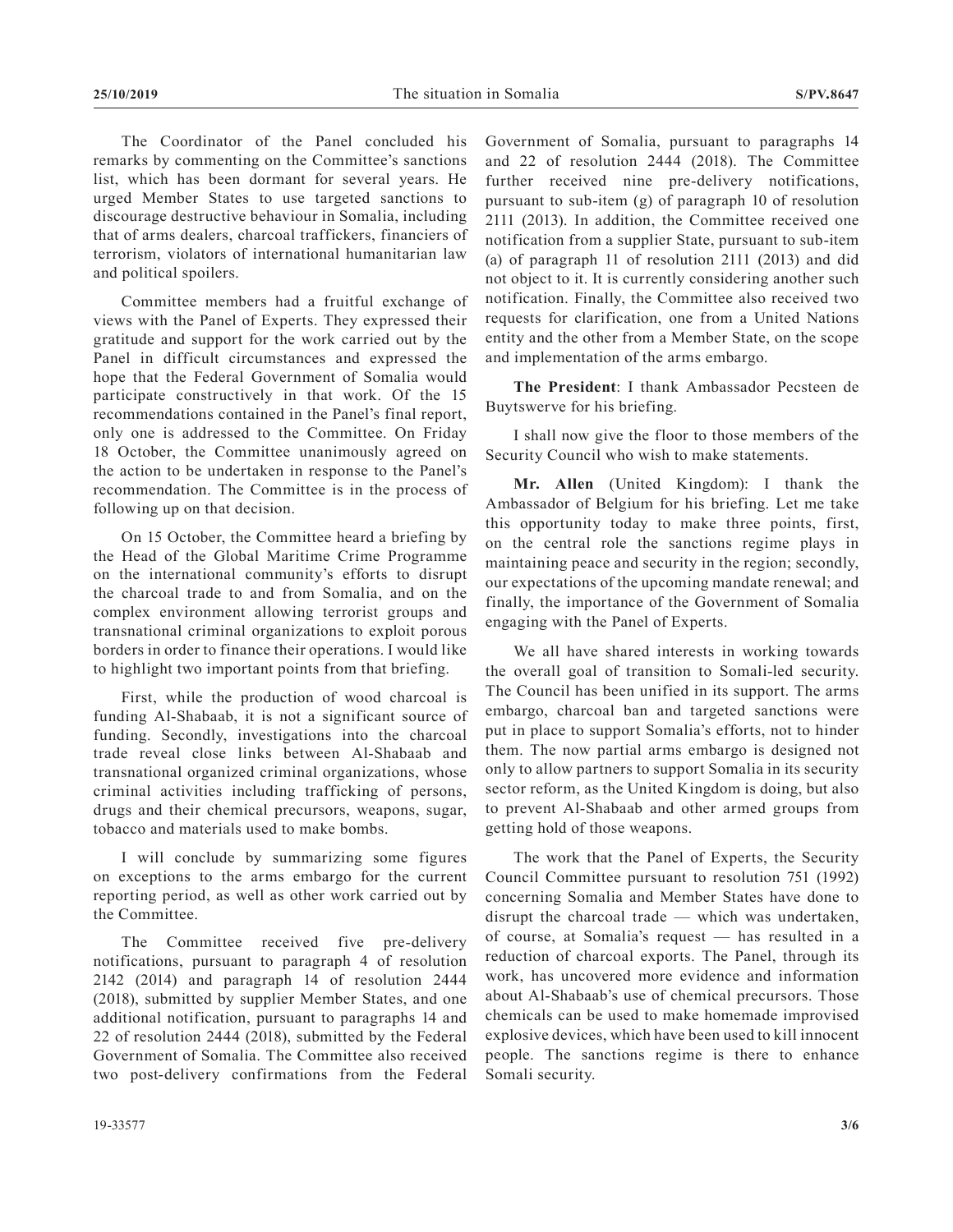The Coordinator of the Panel concluded his remarks by commenting on the Committee's sanctions list, which has been dormant for several years. He urged Member States to use targeted sanctions to discourage destructive behaviour in Somalia, including that of arms dealers, charcoal traffickers, financiers of terrorism, violators of international humanitarian law and political spoilers.

Committee members had a fruitful exchange of views with the Panel of Experts. They expressed their gratitude and support for the work carried out by the Panel in difficult circumstances and expressed the hope that the Federal Government of Somalia would participate constructively in that work. Of the 15 recommendations contained in the Panel's final report, only one is addressed to the Committee. On Friday 18 October, the Committee unanimously agreed on the action to be undertaken in response to the Panel's recommendation. The Committee is in the process of following up on that decision.

On 15 October, the Committee heard a briefing by the Head of the Global Maritime Crime Programme on the international community's efforts to disrupt the charcoal trade to and from Somalia, and on the complex environment allowing terrorist groups and transnational criminal organizations to exploit porous borders in order to finance their operations. I would like to highlight two important points from that briefing.

First, while the production of wood charcoal is funding Al-Shabaab, it is not a significant source of funding. Secondly, investigations into the charcoal trade reveal close links between Al-Shabaab and transnational organized criminal organizations, whose criminal activities including trafficking of persons, drugs and their chemical precursors, weapons, sugar, tobacco and materials used to make bombs.

I will conclude by summarizing some figures on exceptions to the arms embargo for the current reporting period, as well as other work carried out by the Committee.

The Committee received five pre-delivery notifications, pursuant to paragraph 4 of resolution 2142 (2014) and paragraph 14 of resolution 2444 (2018), submitted by supplier Member States, and one additional notification, pursuant to paragraphs 14 and 22 of resolution 2444 (2018), submitted by the Federal Government of Somalia. The Committee also received two post-delivery confirmations from the Federal Government of Somalia, pursuant to paragraphs 14 and 22 of resolution 2444 (2018). The Committee further received nine pre-delivery notifications, pursuant to sub-item (g) of paragraph 10 of resolution 2111 (2013). In addition, the Committee received one notification from a supplier State, pursuant to sub-item (a) of paragraph 11 of resolution 2111 (2013) and did not object to it. It is currently considering another such notification. Finally, the Committee also received two requests for clarification, one from a United Nations entity and the other from a Member State, on the scope and implementation of the arms embargo.

**The President**: I thank Ambassador Pecsteen de Buytswerve for his briefing.

I shall now give the floor to those members of the Security Council who wish to make statements.

**Mr. Allen** (United Kingdom): I thank the Ambassador of Belgium for his briefing. Let me take this opportunity today to make three points, first, on the central role the sanctions regime plays in maintaining peace and security in the region; secondly, our expectations of the upcoming mandate renewal; and finally, the importance of the Government of Somalia engaging with the Panel of Experts.

We all have shared interests in working towards the overall goal of transition to Somali-led security. The Council has been unified in its support. The arms embargo, charcoal ban and targeted sanctions were put in place to support Somalia's efforts, not to hinder them. The now partial arms embargo is designed not only to allow partners to support Somalia in its security sector reform, as the United Kingdom is doing, but also to prevent Al-Shabaab and other armed groups from getting hold of those weapons.

The work that the Panel of Experts, the Security Council Committee pursuant to resolution 751 (1992) concerning Somalia and Member States have done to disrupt the charcoal trade — which was undertaken, of course, at Somalia's request — has resulted in a reduction of charcoal exports. The Panel, through its work, has uncovered more evidence and information about Al-Shabaab's use of chemical precursors. Those chemicals can be used to make homemade improvised explosive devices, which have been used to kill innocent people. The sanctions regime is there to enhance Somali security.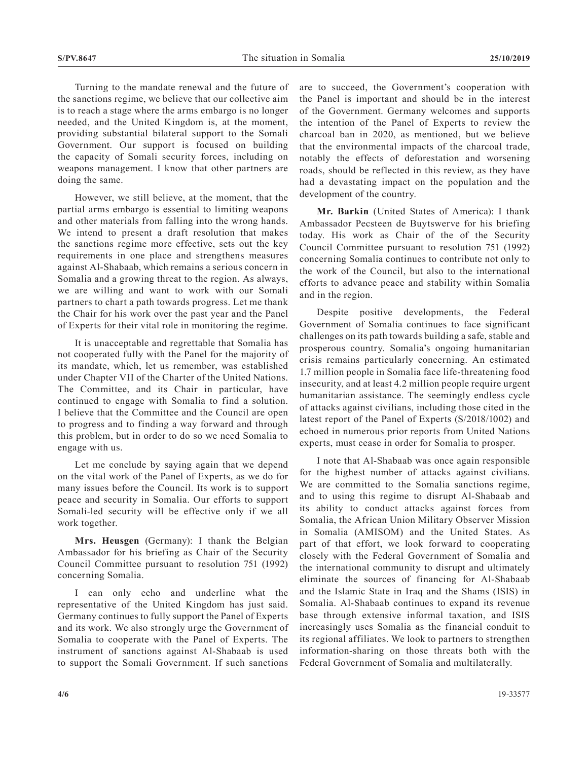Turning to the mandate renewal and the future of the sanctions regime, we believe that our collective aim is to reach a stage where the arms embargo is no longer needed, and the United Kingdom is, at the moment, providing substantial bilateral support to the Somali Government. Our support is focused on building the capacity of Somali security forces, including on weapons management. I know that other partners are doing the same.

However, we still believe, at the moment, that the partial arms embargo is essential to limiting weapons and other materials from falling into the wrong hands. We intend to present a draft resolution that makes the sanctions regime more effective, sets out the key requirements in one place and strengthens measures against Al-Shabaab, which remains a serious concern in Somalia and a growing threat to the region. As always, we are willing and want to work with our Somali partners to chart a path towards progress. Let me thank the Chair for his work over the past year and the Panel of Experts for their vital role in monitoring the regime.

It is unacceptable and regrettable that Somalia has not cooperated fully with the Panel for the majority of its mandate, which, let us remember, was established under Chapter VII of the Charter of the United Nations. The Committee, and its Chair in particular, have continued to engage with Somalia to find a solution. I believe that the Committee and the Council are open to progress and to finding a way forward and through this problem, but in order to do so we need Somalia to engage with us.

Let me conclude by saying again that we depend on the vital work of the Panel of Experts, as we do for many issues before the Council. Its work is to support peace and security in Somalia. Our efforts to support Somali-led security will be effective only if we all work together.

**Mrs. Heusgen** (Germany): I thank the Belgian Ambassador for his briefing as Chair of the Security Council Committee pursuant to resolution 751 (1992) concerning Somalia.

I can only echo and underline what the representative of the United Kingdom has just said. Germany continues to fully support the Panel of Experts and its work. We also strongly urge the Government of Somalia to cooperate with the Panel of Experts. The instrument of sanctions against Al-Shabaab is used to support the Somali Government. If such sanctions are to succeed, the Government's cooperation with the Panel is important and should be in the interest of the Government. Germany welcomes and supports the intention of the Panel of Experts to review the charcoal ban in 2020, as mentioned, but we believe that the environmental impacts of the charcoal trade, notably the effects of deforestation and worsening roads, should be reflected in this review, as they have had a devastating impact on the population and the development of the country.

**Mr. Barkin** (United States of America): I thank Ambassador Pecsteen de Buytswerve for his briefing today. His work as Chair of the of the Security Council Committee pursuant to resolution 751 (1992) concerning Somalia continues to contribute not only to the work of the Council, but also to the international efforts to advance peace and stability within Somalia and in the region.

Despite positive developments, the Federal Government of Somalia continues to face significant challenges on its path towards building a safe, stable and prosperous country. Somalia's ongoing humanitarian crisis remains particularly concerning. An estimated 1.7 million people in Somalia face life-threatening food insecurity, and at least 4.2 million people require urgent humanitarian assistance. The seemingly endless cycle of attacks against civilians, including those cited in the latest report of the Panel of Experts (S/2018/1002) and echoed in numerous prior reports from United Nations experts, must cease in order for Somalia to prosper.

I note that Al-Shabaab was once again responsible for the highest number of attacks against civilians. We are committed to the Somalia sanctions regime, and to using this regime to disrupt Al-Shabaab and its ability to conduct attacks against forces from Somalia, the African Union Military Observer Mission in Somalia (AMISOM) and the United States. As part of that effort, we look forward to cooperating closely with the Federal Government of Somalia and the international community to disrupt and ultimately eliminate the sources of financing for Al-Shabaab and the Islamic State in Iraq and the Shams (ISIS) in Somalia. Al-Shabaab continues to expand its revenue base through extensive informal taxation, and ISIS increasingly uses Somalia as the financial conduit to its regional affiliates. We look to partners to strengthen information-sharing on those threats both with the Federal Government of Somalia and multilaterally.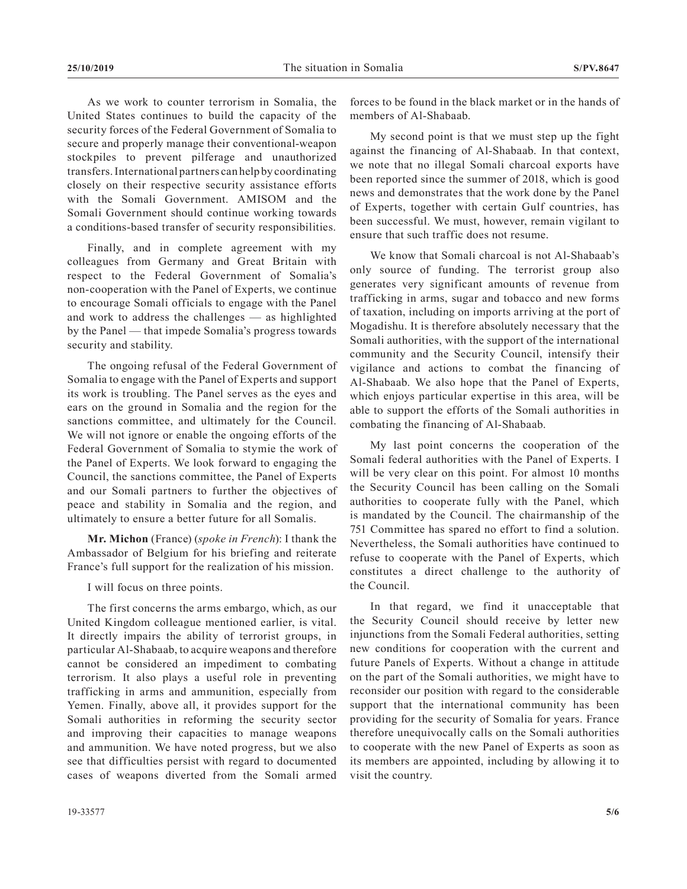As we work to counter terrorism in Somalia, the United States continues to build the capacity of the security forces of the Federal Government of Somalia to secure and properly manage their conventional-weapon stockpiles to prevent pilferage and unauthorized transfers. International partners can help by coordinating closely on their respective security assistance efforts with the Somali Government. AMISOM and the Somali Government should continue working towards a conditions-based transfer of security responsibilities.

Finally, and in complete agreement with my colleagues from Germany and Great Britain with respect to the Federal Government of Somalia's non-cooperation with the Panel of Experts, we continue to encourage Somali officials to engage with the Panel and work to address the challenges — as highlighted by the Panel — that impede Somalia's progress towards security and stability.

The ongoing refusal of the Federal Government of Somalia to engage with the Panel of Experts and support its work is troubling. The Panel serves as the eyes and ears on the ground in Somalia and the region for the sanctions committee, and ultimately for the Council. We will not ignore or enable the ongoing efforts of the Federal Government of Somalia to stymie the work of the Panel of Experts. We look forward to engaging the Council, the sanctions committee, the Panel of Experts and our Somali partners to further the objectives of peace and stability in Somalia and the region, and ultimately to ensure a better future for all Somalis.

**Mr. Michon** (France) (*spoke in French*): I thank the Ambassador of Belgium for his briefing and reiterate France's full support for the realization of his mission.

I will focus on three points.

The first concerns the arms embargo, which, as our United Kingdom colleague mentioned earlier, is vital. It directly impairs the ability of terrorist groups, in particular Al-Shabaab, to acquire weapons and therefore cannot be considered an impediment to combating terrorism. It also plays a useful role in preventing trafficking in arms and ammunition, especially from Yemen. Finally, above all, it provides support for the Somali authorities in reforming the security sector and improving their capacities to manage weapons and ammunition. We have noted progress, but we also see that difficulties persist with regard to documented cases of weapons diverted from the Somali armed forces to be found in the black market or in the hands of members of Al-Shabaab.

My second point is that we must step up the fight against the financing of Al-Shabaab. In that context, we note that no illegal Somali charcoal exports have been reported since the summer of 2018, which is good news and demonstrates that the work done by the Panel of Experts, together with certain Gulf countries, has been successful. We must, however, remain vigilant to ensure that such traffic does not resume.

We know that Somali charcoal is not Al-Shabaab's only source of funding. The terrorist group also generates very significant amounts of revenue from trafficking in arms, sugar and tobacco and new forms of taxation, including on imports arriving at the port of Mogadishu. It is therefore absolutely necessary that the Somali authorities, with the support of the international community and the Security Council, intensify their vigilance and actions to combat the financing of Al-Shabaab. We also hope that the Panel of Experts, which enjoys particular expertise in this area, will be able to support the efforts of the Somali authorities in combating the financing of Al-Shabaab.

My last point concerns the cooperation of the Somali federal authorities with the Panel of Experts. I will be very clear on this point. For almost 10 months the Security Council has been calling on the Somali authorities to cooperate fully with the Panel, which is mandated by the Council. The chairmanship of the 751 Committee has spared no effort to find a solution. Nevertheless, the Somali authorities have continued to refuse to cooperate with the Panel of Experts, which constitutes a direct challenge to the authority of the Council.

In that regard, we find it unacceptable that the Security Council should receive by letter new injunctions from the Somali Federal authorities, setting new conditions for cooperation with the current and future Panels of Experts. Without a change in attitude on the part of the Somali authorities, we might have to reconsider our position with regard to the considerable support that the international community has been providing for the security of Somalia for years. France therefore unequivocally calls on the Somali authorities to cooperate with the new Panel of Experts as soon as its members are appointed, including by allowing it to visit the country.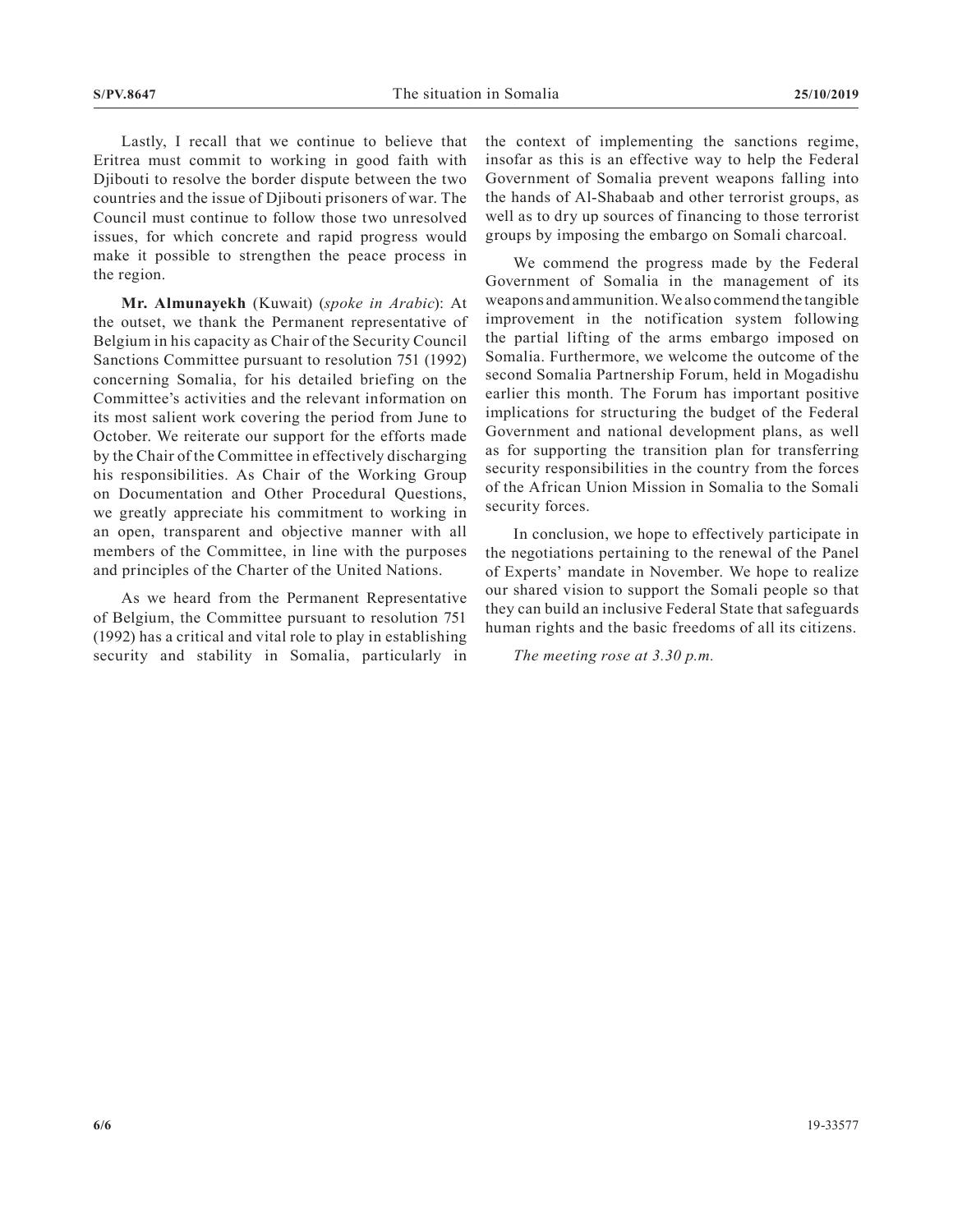Lastly, I recall that we continue to believe that Eritrea must commit to working in good faith with Djibouti to resolve the border dispute between the two countries and the issue of Djibouti prisoners of war. The Council must continue to follow those two unresolved issues, for which concrete and rapid progress would make it possible to strengthen the peace process in the region.

**Mr. Almunayekh** (Kuwait) (*spoke in Arabic*): At the outset, we thank the Permanent representative of Belgium in his capacity as Chair of the Security Council Sanctions Committee pursuant to resolution 751 (1992) concerning Somalia, for his detailed briefing on the Committee's activities and the relevant information on its most salient work covering the period from June to October. We reiterate our support for the efforts made by the Chair of the Committee in effectively discharging his responsibilities. As Chair of the Working Group on Documentation and Other Procedural Questions, we greatly appreciate his commitment to working in an open, transparent and objective manner with all members of the Committee, in line with the purposes and principles of the Charter of the United Nations.

As we heard from the Permanent Representative of Belgium, the Committee pursuant to resolution 751 (1992) has a critical and vital role to play in establishing security and stability in Somalia, particularly in the context of implementing the sanctions regime, insofar as this is an effective way to help the Federal Government of Somalia prevent weapons falling into the hands of Al-Shabaab and other terrorist groups, as well as to dry up sources of financing to those terrorist groups by imposing the embargo on Somali charcoal.

We commend the progress made by the Federal Government of Somalia in the management of its weapons and ammunition. We also commend the tangible improvement in the notification system following the partial lifting of the arms embargo imposed on Somalia. Furthermore, we welcome the outcome of the second Somalia Partnership Forum, held in Mogadishu earlier this month. The Forum has important positive implications for structuring the budget of the Federal Government and national development plans, as well as for supporting the transition plan for transferring security responsibilities in the country from the forces of the African Union Mission in Somalia to the Somali security forces.

In conclusion, we hope to effectively participate in the negotiations pertaining to the renewal of the Panel of Experts' mandate in November. We hope to realize our shared vision to support the Somali people so that they can build an inclusive Federal State that safeguards human rights and the basic freedoms of all its citizens.

*The meeting rose at 3.30 p.m.*